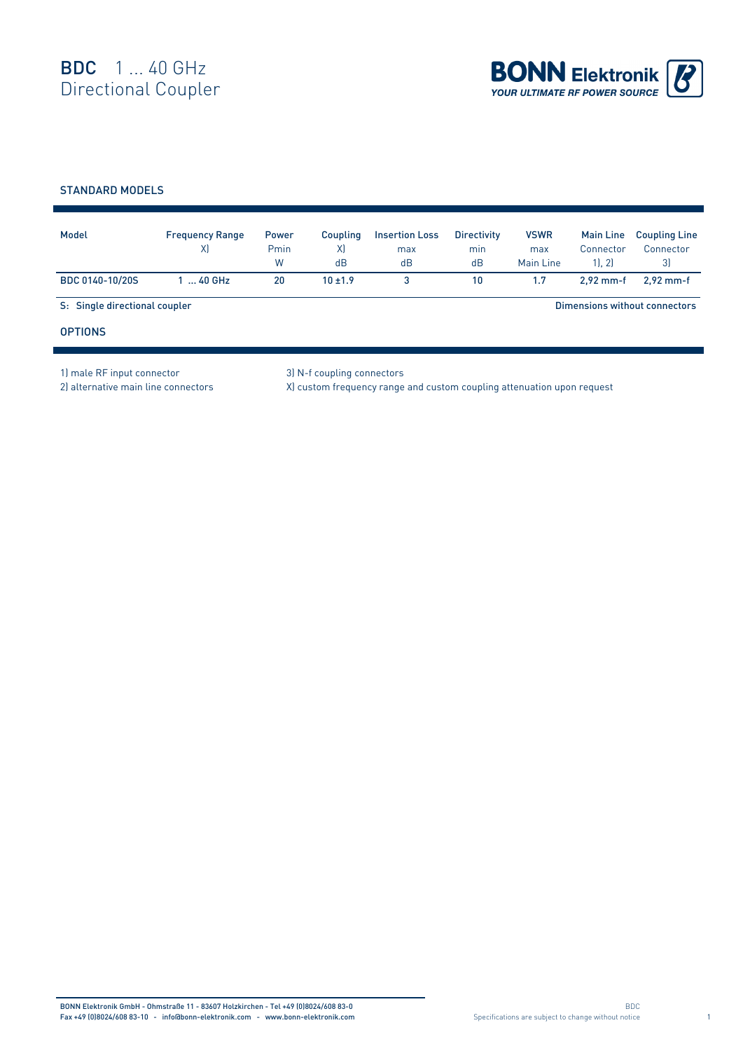# BDC 1 ... 40 GHz
# Directional Coupler

BONN Elektronik
YOUR ULTIMATE RF POWER SOURCE

## STANDARD MODELS

| Model | Frequency Range X) | Power Pmin W | Coupling X) dB | Insertion Loss max dB | Directivity min dB | VSWR max Main Line | Main Line Connector 1), 2) | Coupling Line Connector 3) |
|---|---|---|---|---|---|---|---|---|
| BDC 0140-10/20S | 1 ... 40 GHz | 20 | 10 ±1.9 | 3 | 10 | 1.7 | 2,92 mm-f | 2,92 mm-f |

S: Single directional coupler

Dimensions without connectors

## OPTIONS

1) male RF input connector
2) alternative main line connectors
3) N-f coupling connectors
X) custom frequency range and custom coupling attenuation upon request

BONN Elektronik GmbH - Ohmstraße 11 - 83607 Holzkirchen - Tel +49 (0)8024/608 83-0
Fax +49 (0)8024/608 83-10 - info@bonn-elektronik.com - www.bonn-elektronik.com

Specifications are subject to change without notice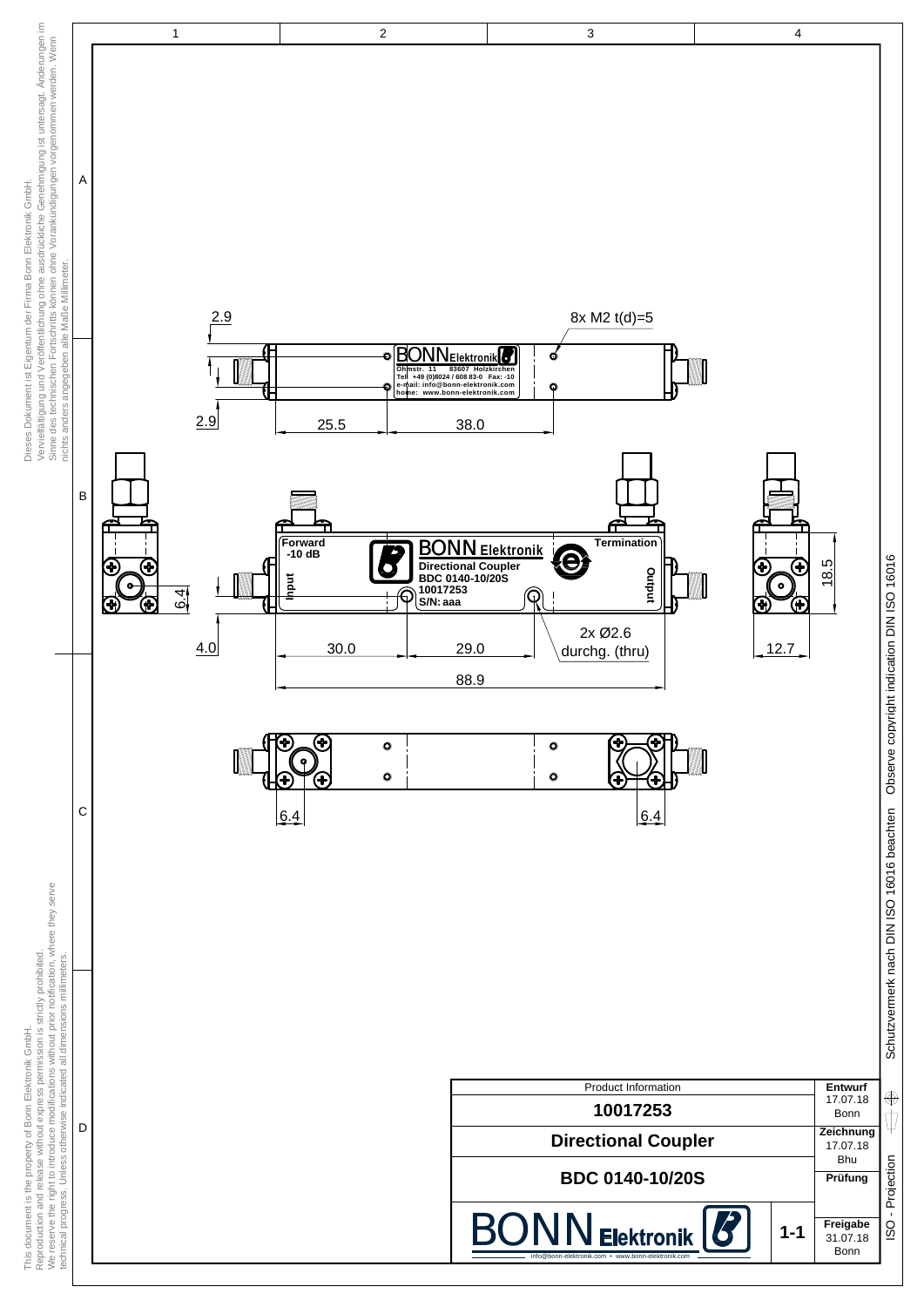Dieses Dokument ist Eigentum der Firma Bonn Elektronik GmbH.
Vervielfältigung und Veröffentlichung ohne ausdrückliche Genehmigung ist untersagt. Änderungen im Sinne des technischen Fortschritts können ohne Vorankündigungen vorgenommen werden. Wenn nichts anders angegeben alle Maße Millimeter.

This document is the property of Bonn Elektronik GmbH.
Reproduction and release without express permission is strictly prohibited.
We reserve the right to introduce modifications without prior notification, where they serve technical progress. Unless otherwise indicated all dimensions millimeters.

2.9

8x M2 t(d)=5

BONN Elektronik
Ohmstr. 11 83607 Holzkirchen
Tel: +49 (0)8024 / 608 83-0 Fax: -10
e-mail: info@bonn-elektronik.com
home: www.bonn-elektronik.com

2.9

25.5

38.0

Forward
-10 dB

Input

BONN Elektronik
Directional Coupler
BDC 0140-10/20S
10017253
S/N: aaa

Termination

Output

6.4

4.0

30.0

29.0

2x Ø2.6
durchg. (thru)

88.9

18.5

12.7

6.4

6.4

Schutzvermerk nach DIN ISO 16016 beachten Observe copyright indication DIN ISO 16016

ISO - Projection

| | | |
|---|---|---|
| Product Information | | Entwurf 17.07.18 Bonn |
| **10017253** | | |
| **Directional Coupler** | | Zeichnung 17.07.18 Bhu |
| **BDC 0140-10/20S** | | Prüfung |
| BONN Elektronik info@bonn-elektronik.com • www.bonn-elektronik.com | 1-1 | Freigabe 31.07.18 Bonn |